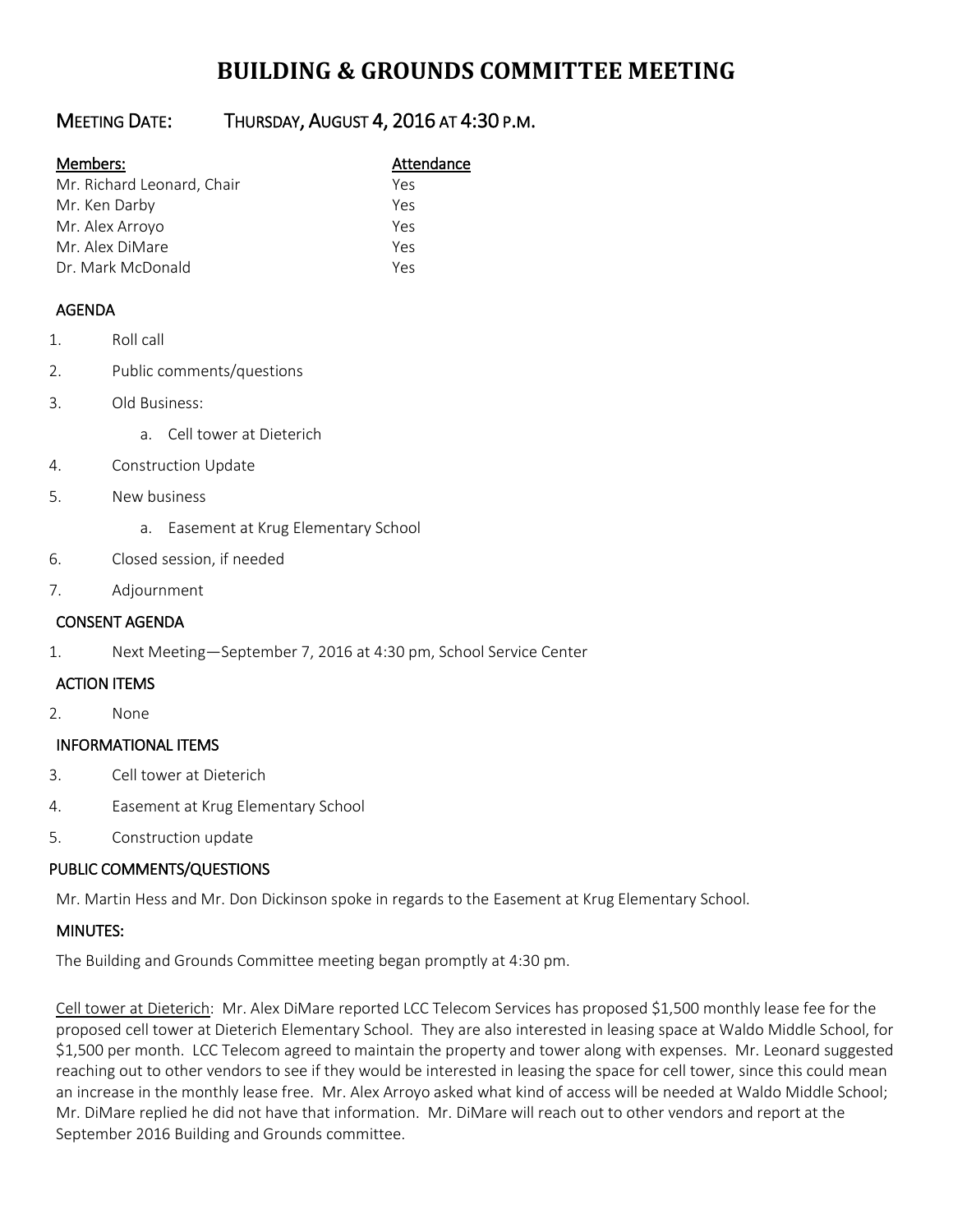# BUILDING & GROUNDS COMMITTEE MEETING

## MEETING DATE: THURSDAY, AUGUST 4, 2016 AT 4:30 P.M.

| Members: | Attendance |
|---|---|
| Mr. Richard Leonard, Chair | Yes |
| Mr. Ken Darby | Yes |
| Mr. Alex Arroyo | Yes |
| Mr. Alex DiMare | Yes |
| Dr. Mark McDonald | Yes |

### AGENDA

1. Roll call
2. Public comments/questions
3. Old Business:
   a. Cell tower at Dieterich
4. Construction Update
5. New business
   a. Easement at Krug Elementary School
6. Closed session, if needed
7. Adjournment

### CONSENT AGENDA

1. Next Meeting—September 7, 2016 at 4:30 pm, School Service Center

### ACTION ITEMS

2. None

### INFORMATIONAL ITEMS

3. Cell tower at Dieterich
4. Easement at Krug Elementary School
5. Construction update

### PUBLIC COMMENTS/QUESTIONS

Mr. Martin Hess and Mr. Don Dickinson spoke in regards to the Easement at Krug Elementary School.

### MINUTES:

The Building and Grounds Committee meeting began promptly at 4:30 pm.

Cell tower at Dieterich: Mr. Alex DiMare reported LCC Telecom Services has proposed $1,500 monthly lease fee for the proposed cell tower at Dieterich Elementary School. They are also interested in leasing space at Waldo Middle School, for $1,500 per month. LCC Telecom agreed to maintain the property and tower along with expenses. Mr. Leonard suggested reaching out to other vendors to see if they would be interested in leasing the space for cell tower, since this could mean an increase in the monthly lease free. Mr. Alex Arroyo asked what kind of access will be needed at Waldo Middle School; Mr. DiMare replied he did not have that information. Mr. DiMare will reach out to other vendors and report at the September 2016 Building and Grounds committee.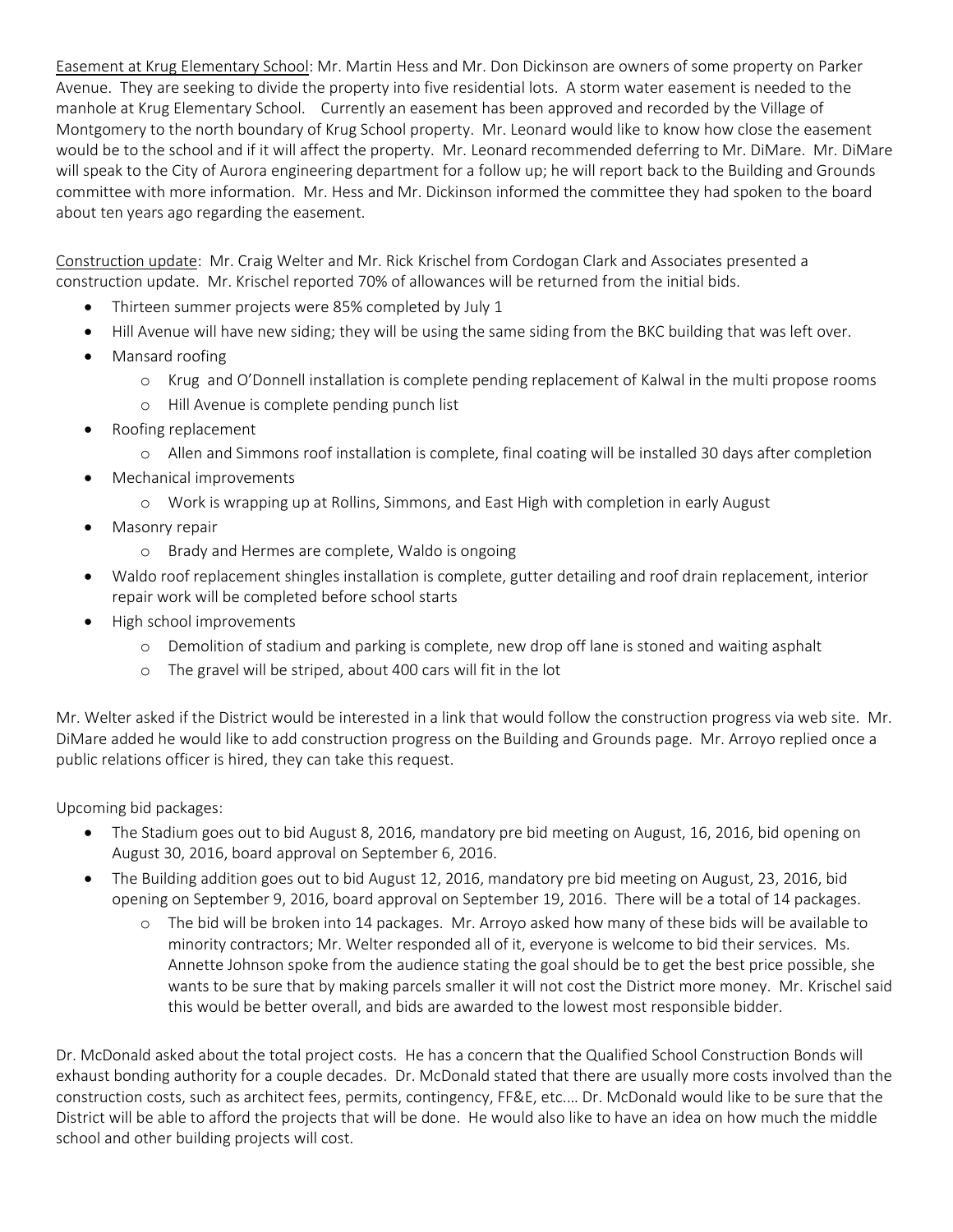Easement at Krug Elementary School: Mr. Martin Hess and Mr. Don Dickinson are owners of some property on Parker Avenue. They are seeking to divide the property into five residential lots. A storm water easement is needed to the manhole at Krug Elementary School. Currently an easement has been approved and recorded by the Village of Montgomery to the north boundary of Krug School property. Mr. Leonard would like to know how close the easement would be to the school and if it will affect the property. Mr. Leonard recommended deferring to Mr. DiMare. Mr. DiMare will speak to the City of Aurora engineering department for a follow up; he will report back to the Building and Grounds committee with more information. Mr. Hess and Mr. Dickinson informed the committee they had spoken to the board about ten years ago regarding the easement.

Construction update: Mr. Craig Welter and Mr. Rick Krischel from Cordogan Clark and Associates presented a construction update. Mr. Krischel reported 70% of allowances will be returned from the initial bids.

- Thirteen summer projects were 85% completed by July 1
- Hill Avenue will have new siding; they will be using the same siding from the BKC building that was left over.
- Mansard roofing
  - Krug and O'Donnell installation is complete pending replacement of Kalwal in the multi propose rooms
  - Hill Avenue is complete pending punch list
- Roofing replacement
  - Allen and Simmons roof installation is complete, final coating will be installed 30 days after completion
- Mechanical improvements
  - Work is wrapping up at Rollins, Simmons, and East High with completion in early August
- Masonry repair
  - Brady and Hermes are complete, Waldo is ongoing
- Waldo roof replacement shingles installation is complete, gutter detailing and roof drain replacement, interior repair work will be completed before school starts
- High school improvements
  - Demolition of stadium and parking is complete, new drop off lane is stoned and waiting asphalt
  - The gravel will be striped, about 400 cars will fit in the lot

Mr. Welter asked if the District would be interested in a link that would follow the construction progress via web site. Mr. DiMare added he would like to add construction progress on the Building and Grounds page. Mr. Arroyo replied once a public relations officer is hired, they can take this request.

Upcoming bid packages:

- The Stadium goes out to bid August 8, 2016, mandatory pre bid meeting on August, 16, 2016, bid opening on August 30, 2016, board approval on September 6, 2016.
- The Building addition goes out to bid August 12, 2016, mandatory pre bid meeting on August, 23, 2016, bid opening on September 9, 2016, board approval on September 19, 2016. There will be a total of 14 packages.
  - The bid will be broken into 14 packages. Mr. Arroyo asked how many of these bids will be available to minority contractors; Mr. Welter responded all of it, everyone is welcome to bid their services. Ms. Annette Johnson spoke from the audience stating the goal should be to get the best price possible, she wants to be sure that by making parcels smaller it will not cost the District more money. Mr. Krischel said this would be better overall, and bids are awarded to the lowest most responsible bidder.

Dr. McDonald asked about the total project costs. He has a concern that the Qualified School Construction Bonds will exhaust bonding authority for a couple decades. Dr. McDonald stated that there are usually more costs involved than the construction costs, such as architect fees, permits, contingency, FF&E, etc.… Dr. McDonald would like to be sure that the District will be able to afford the projects that will be done. He would also like to have an idea on how much the middle school and other building projects will cost.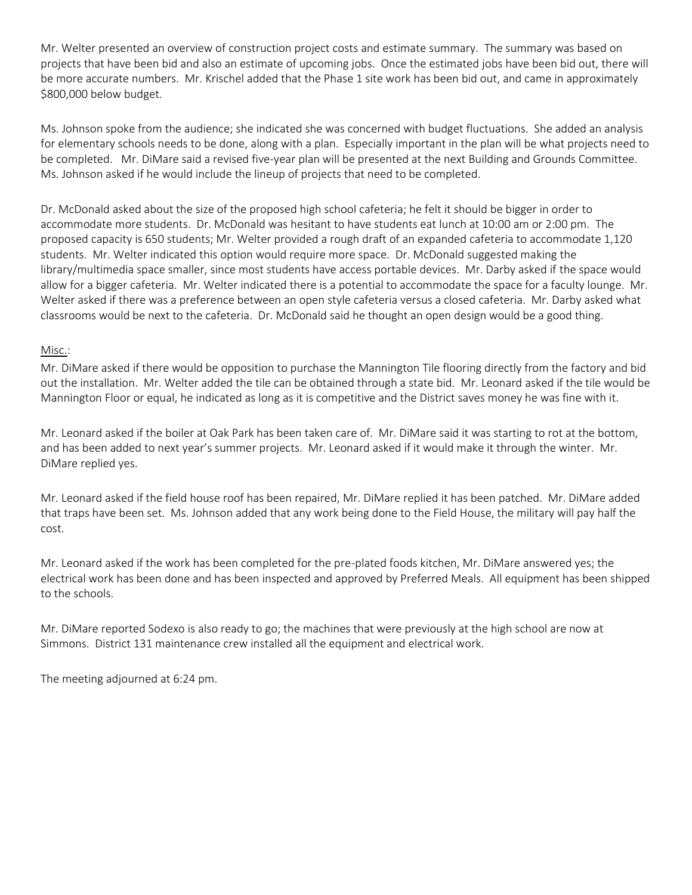Mr. Welter presented an overview of construction project costs and estimate summary. The summary was based on projects that have been bid and also an estimate of upcoming jobs. Once the estimated jobs have been bid out, there will be more accurate numbers. Mr. Krischel added that the Phase 1 site work has been bid out, and came in approximately $800,000 below budget.

Ms. Johnson spoke from the audience; she indicated she was concerned with budget fluctuations. She added an analysis for elementary schools needs to be done, along with a plan. Especially important in the plan will be what projects need to be completed. Mr. DiMare said a revised five-year plan will be presented at the next Building and Grounds Committee. Ms. Johnson asked if he would include the lineup of projects that need to be completed.

Dr. McDonald asked about the size of the proposed high school cafeteria; he felt it should be bigger in order to accommodate more students. Dr. McDonald was hesitant to have students eat lunch at 10:00 am or 2:00 pm. The proposed capacity is 650 students; Mr. Welter provided a rough draft of an expanded cafeteria to accommodate 1,120 students. Mr. Welter indicated this option would require more space. Dr. McDonald suggested making the library/multimedia space smaller, since most students have access portable devices. Mr. Darby asked if the space would allow for a bigger cafeteria. Mr. Welter indicated there is a potential to accommodate the space for a faculty lounge. Mr. Welter asked if there was a preference between an open style cafeteria versus a closed cafeteria. Mr. Darby asked what classrooms would be next to the cafeteria. Dr. McDonald said he thought an open design would be a good thing.

Misc.:

Mr. DiMare asked if there would be opposition to purchase the Mannington Tile flooring directly from the factory and bid out the installation. Mr. Welter added the tile can be obtained through a state bid. Mr. Leonard asked if the tile would be Mannington Floor or equal, he indicated as long as it is competitive and the District saves money he was fine with it.

Mr. Leonard asked if the boiler at Oak Park has been taken care of. Mr. DiMare said it was starting to rot at the bottom, and has been added to next year's summer projects. Mr. Leonard asked if it would make it through the winter. Mr. DiMare replied yes.

Mr. Leonard asked if the field house roof has been repaired, Mr. DiMare replied it has been patched. Mr. DiMare added that traps have been set. Ms. Johnson added that any work being done to the Field House, the military will pay half the cost.

Mr. Leonard asked if the work has been completed for the pre-plated foods kitchen, Mr. DiMare answered yes; the electrical work has been done and has been inspected and approved by Preferred Meals. All equipment has been shipped to the schools.

Mr. DiMare reported Sodexo is also ready to go; the machines that were previously at the high school are now at Simmons. District 131 maintenance crew installed all the equipment and electrical work.

The meeting adjourned at 6:24 pm.